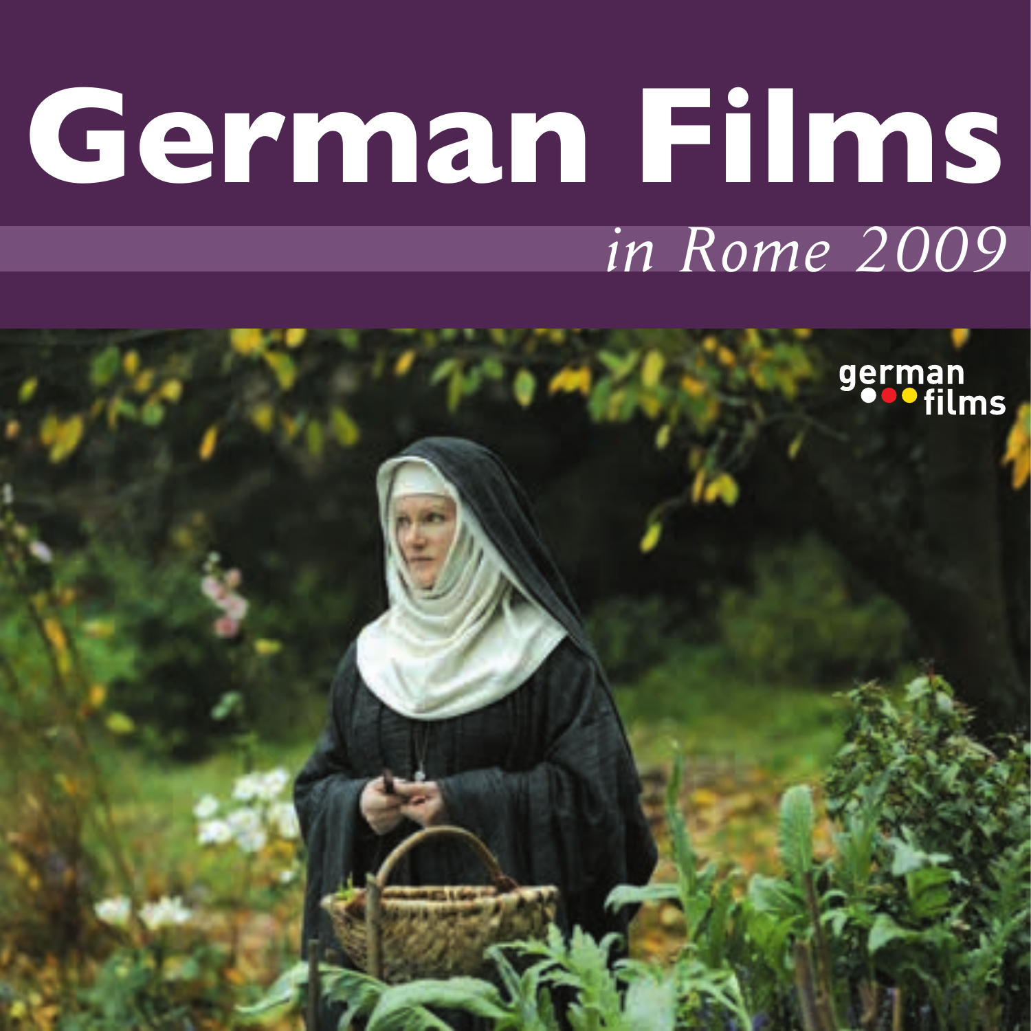# German Films

*in Rome 2009*

german films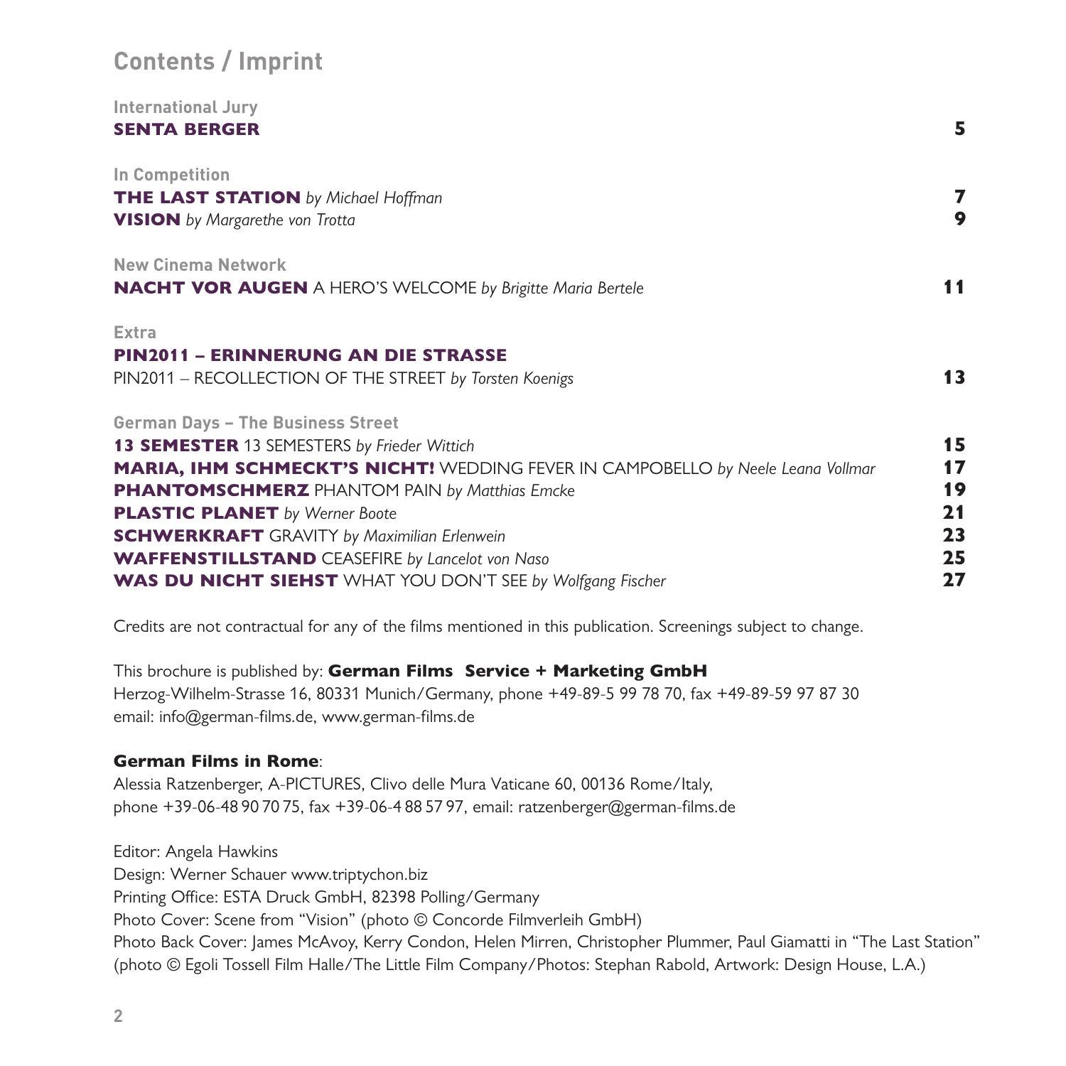# Contents / Imprint

### International Jury

**SENTA BERGER** 5

### In Competition

**THE LAST STATION** *by Michael Hoffman* 7

**VISION** *by Margarethe von Trotta* 9

### New Cinema Network

**NACHT VOR AUGEN** A HERO'S WELCOME *by Brigitte Maria Bertele* 11

### Extra

**PIN2011 – ERINNERUNG AN DIE STRASSE**
PIN2011 – RECOLLECTION OF THE STREET *by Torsten Koenigs* 13

### German Days – The Business Street

**13 SEMESTER** 13 SEMESTERS *by Frieder Wittich* 15

**MARIA, IHM SCHMECKT'S NICHT!** WEDDING FEVER IN CAMPOBELLO *by Neele Leana Vollmar* 17

**PHANTOMSCHMERZ** PHANTOM PAIN *by Matthias Emcke* 19

**PLASTIC PLANET** *by Werner Boote* 21

**SCHWERKRAFT** GRAVITY *by Maximilian Erlenwein* 23

**WAFFENSTILLSTAND** CEASEFIRE *by Lancelot von Naso* 25

**WAS DU NICHT SIEHST** WHAT YOU DON'T SEE *by Wolfgang Fischer* 27

Credits are not contractual for any of the films mentioned in this publication. Screenings subject to change.

This brochure is published by: **German Films Service + Marketing GmbH**
Herzog-Wilhelm-Strasse 16, 80331 Munich/Germany, phone +49-89-5 99 78 70, fax +49-89-59 97 87 30
email: info@german-films.de, www.german-films.de

**German Films in Rome**:
Alessia Ratzenberger, A-PICTURES, Clivo delle Mura Vaticane 60, 00136 Rome/Italy,
phone +39-06-48 90 70 75, fax +39-06-4 88 57 97, email: ratzenberger@german-films.de

Editor: Angela Hawkins
Design: Werner Schauer www.triptychon.biz
Printing Office: ESTA Druck GmbH, 82398 Polling/Germany
Photo Cover: Scene from "Vision" (photo © Concorde Filmverleih GmbH)
Photo Back Cover: James McAvoy, Kerry Condon, Helen Mirren, Christopher Plummer, Paul Giamatti in "The Last Station" (photo © Egoli Tossell Film Halle/The Little Film Company/Photos: Stephan Rabold, Artwork: Design House, L.A.)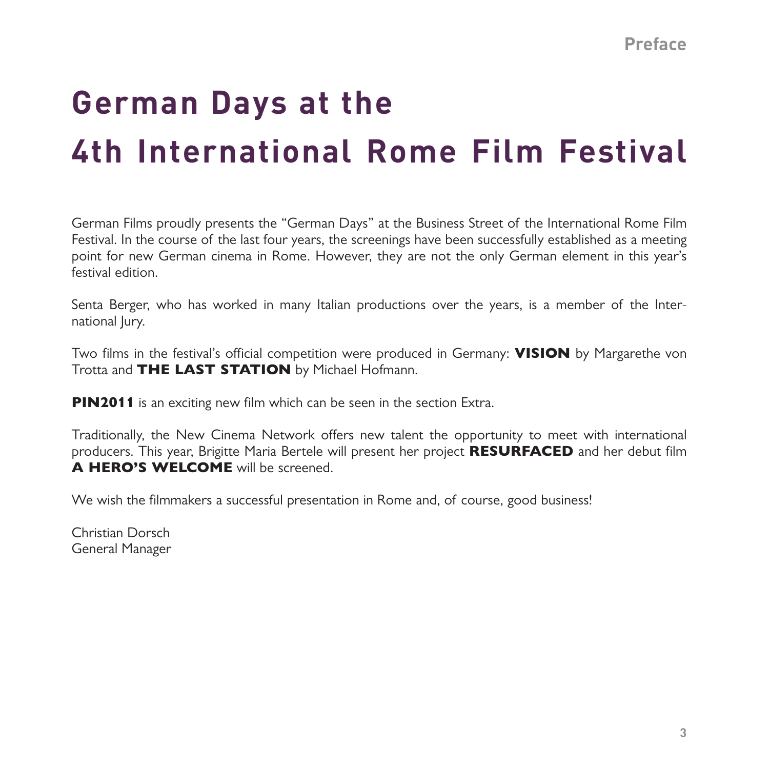# German Days at the 4th International Rome Film Festival

German Films proudly presents the "German Days" at the Business Street of the International Rome Film Festival. In the course of the last four years, the screenings have been successfully established as a meeting point for new German cinema in Rome. However, they are not the only German element in this year's festival edition.

Senta Berger, who has worked in many Italian productions over the years, is a member of the International Jury.

Two films in the festival's official competition were produced in Germany: **VISION** by Margarethe von Trotta and **THE LAST STATION** by Michael Hofmann.

**PIN2011** is an exciting new film which can be seen in the section Extra.

Traditionally, the New Cinema Network offers new talent the opportunity to meet with international producers. This year, Brigitte Maria Bertele will present her project **RESURFACED** and her debut film **A HERO'S WELCOME** will be screened.

We wish the filmmakers a successful presentation in Rome and, of course, good business!

Christian Dorsch
General Manager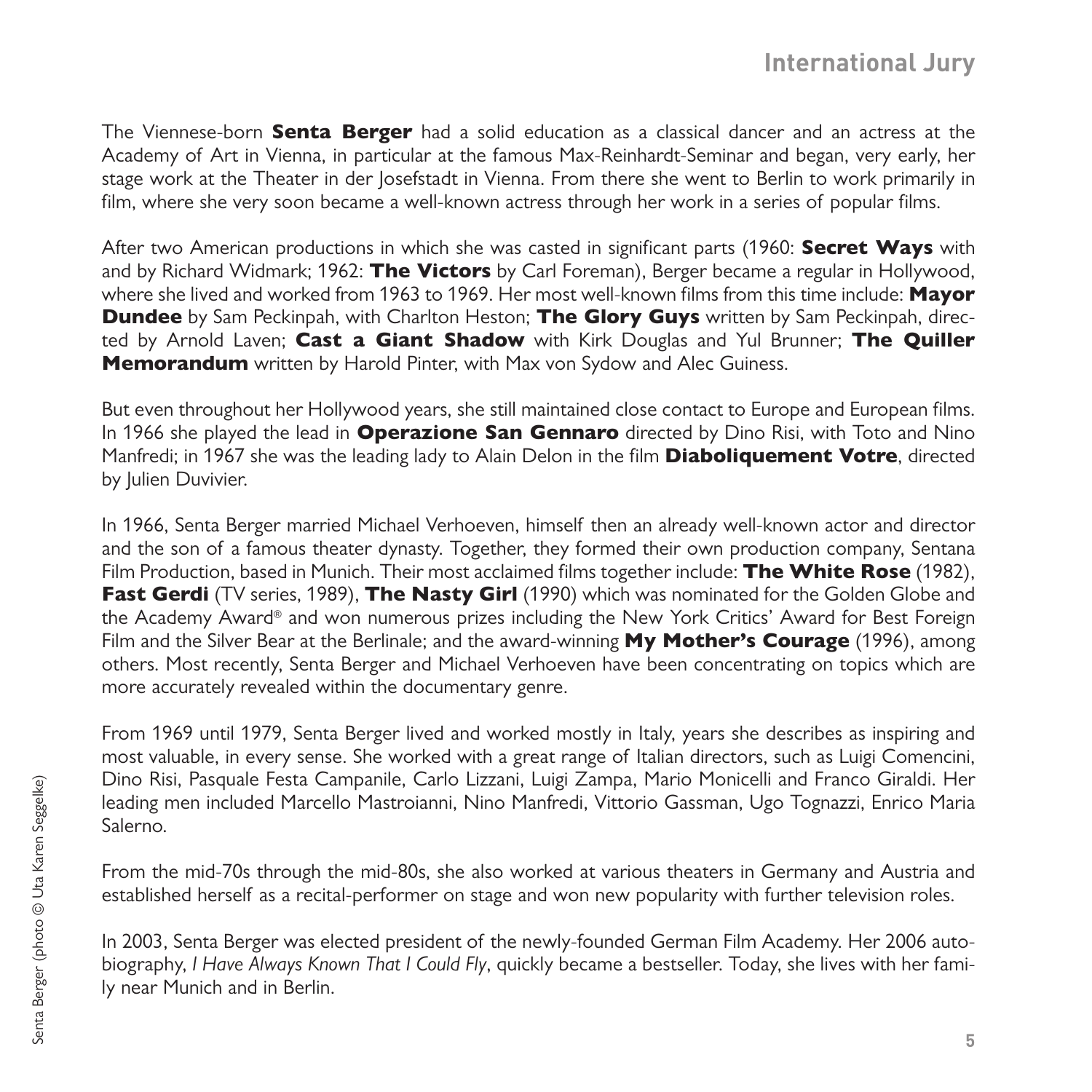## International Jury

The Viennese-born **Senta Berger** had a solid education as a classical dancer and an actress at the Academy of Art in Vienna, in particular at the famous Max-Reinhardt-Seminar and began, very early, her stage work at the Theater in der Josefstadt in Vienna. From there she went to Berlin to work primarily in film, where she very soon became a well-known actress through her work in a series of popular films.

After two American productions in which she was casted in significant parts (1960: **Secret Ways** with and by Richard Widmark; 1962: **The Victors** by Carl Foreman), Berger became a regular in Hollywood, where she lived and worked from 1963 to 1969. Her most well-known films from this time include: **Mayor Dundee** by Sam Peckinpah, with Charlton Heston; **The Glory Guys** written by Sam Peckinpah, directed by Arnold Laven; **Cast a Giant Shadow** with Kirk Douglas and Yul Brunner; **The Quiller Memorandum** written by Harold Pinter, with Max von Sydow and Alec Guiness.

But even throughout her Hollywood years, she still maintained close contact to Europe and European films. In 1966 she played the lead in **Operazione San Gennaro** directed by Dino Risi, with Toto and Nino Manfredi; in 1967 she was the leading lady to Alain Delon in the film **Diaboliquement Votre**, directed by Julien Duvivier.

In 1966, Senta Berger married Michael Verhoeven, himself then an already well-known actor and director and the son of a famous theater dynasty. Together, they formed their own production company, Sentana Film Production, based in Munich. Their most acclaimed films together include: **The White Rose** (1982), **Fast Gerdi** (TV series, 1989), **The Nasty Girl** (1990) which was nominated for the Golden Globe and the Academy Award® and won numerous prizes including the New York Critics' Award for Best Foreign Film and the Silver Bear at the Berlinale; and the award-winning **My Mother's Courage** (1996), among others. Most recently, Senta Berger and Michael Verhoeven have been concentrating on topics which are more accurately revealed within the documentary genre.

From 1969 until 1979, Senta Berger lived and worked mostly in Italy, years she describes as inspiring and most valuable, in every sense. She worked with a great range of Italian directors, such as Luigi Comencini, Dino Risi, Pasquale Festa Campanile, Carlo Lizzani, Luigi Zampa, Mario Monicelli and Franco Giraldi. Her leading men included Marcello Mastroianni, Nino Manfredi, Vittorio Gassman, Ugo Tognazzi, Enrico Maria Salerno.

From the mid-70s through the mid-80s, she also worked at various theaters in Germany and Austria and established herself as a recital-performer on stage and won new popularity with further television roles.

In 2003, Senta Berger was elected president of the newly-founded German Film Academy. Her 2006 autobiography, *I Have Always Known That I Could Fly*, quickly became a bestseller. Today, she lives with her family near Munich and in Berlin.

Senta Berger (photo © Uta Karen Seggelke)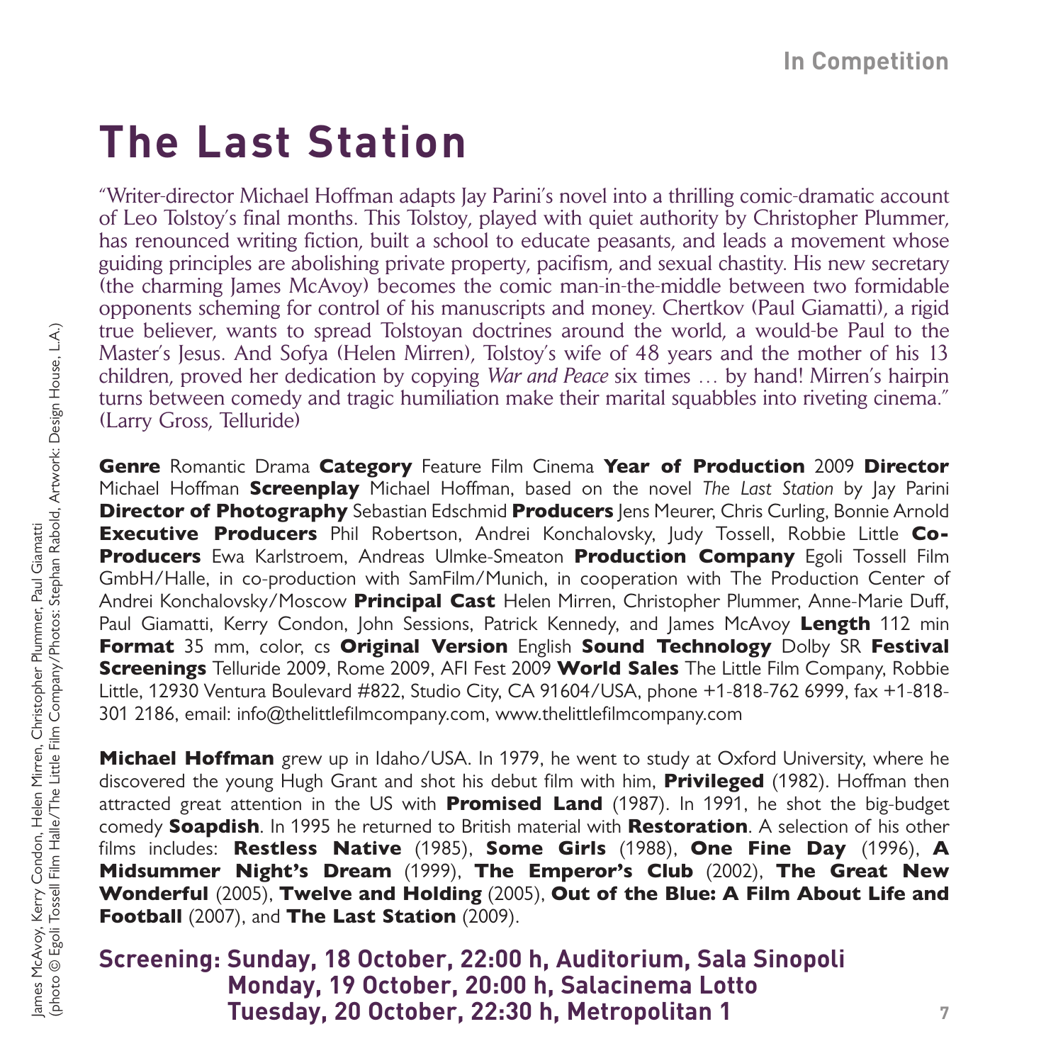# The Last Station

"Writer-director Michael Hoffman adapts Jay Parini's novel into a thrilling comic-dramatic account of Leo Tolstoy's final months. This Tolstoy, played with quiet authority by Christopher Plummer, has renounced writing fiction, built a school to educate peasants, and leads a movement whose guiding principles are abolishing private property, pacifism, and sexual chastity. His new secretary (the charming James McAvoy) becomes the comic man-in-the-middle between two formidable opponents scheming for control of his manuscripts and money. Chertkov (Paul Giamatti), a rigid true believer, wants to spread Tolstoyan doctrines around the world, a would-be Paul to the Master's Jesus. And Sofya (Helen Mirren), Tolstoy's wife of 48 years and the mother of his 13 children, proved her dedication by copying *War and Peace* six times … by hand! Mirren's hairpin turns between comedy and tragic humiliation make their marital squabbles into riveting cinema." (Larry Gross, Telluride)

**Genre** Romantic Drama **Category** Feature Film Cinema **Year of Production** 2009 **Director** Michael Hoffman **Screenplay** Michael Hoffman, based on the novel *The Last Station* by Jay Parini **Director of Photography** Sebastian Edschmid **Producers** Jens Meurer, Chris Curling, Bonnie Arnold **Executive Producers** Phil Robertson, Andrei Konchalovsky, Judy Tossell, Robbie Little **Co-Producers** Ewa Karlstroem, Andreas Ulmke-Smeaton **Production Company** Egoli Tossell Film GmbH/Halle, in co-production with SamFilm/Munich, in cooperation with The Production Center of Andrei Konchalovsky/Moscow **Principal Cast** Helen Mirren, Christopher Plummer, Anne-Marie Duff, Paul Giamatti, Kerry Condon, John Sessions, Patrick Kennedy, and James McAvoy **Length** 112 min **Format** 35 mm, color, cs **Original Version** English **Sound Technology** Dolby SR **Festival Screenings** Telluride 2009, Rome 2009, AFI Fest 2009 **World Sales** The Little Film Company, Robbie Little, 12930 Ventura Boulevard #822, Studio City, CA 91604/USA, phone +1-818-762 6999, fax +1-818-301 2186, email: info@thelittlefilmcompany.com, www.thelittlefilmcompany.com

**Michael Hoffman** grew up in Idaho/USA. In 1979, he went to study at Oxford University, where he discovered the young Hugh Grant and shot his debut film with him, **Privileged** (1982). Hoffman then attracted great attention in the US with **Promised Land** (1987). In 1991, he shot the big-budget comedy **Soapdish**. In 1995 he returned to British material with **Restoration**. A selection of his other films includes: **Restless Native** (1985), **Some Girls** (1988), **One Fine Day** (1996), **A Midsummer Night's Dream** (1999), **The Emperor's Club** (2002), **The Great New Wonderful** (2005), **Twelve and Holding** (2005), **Out of the Blue: A Film About Life and Football** (2007), and **The Last Station** (2009).

**Screening: Sunday, 18 October, 22:00 h, Auditorium, Sala Sinopoli**
**Monday, 19 October, 20:00 h, Salacinema Lotto**
**Tuesday, 20 October, 22:30 h, Metropolitan 1**

James McAvoy, Kerry Condon, Helen Mirren, Christopher Plummer, Paul Giamatti
(photo © Egoli Tossell Film Halle/The Little Film Company/Photos: Stephan Rabold, Artwork: Design House, L.A.)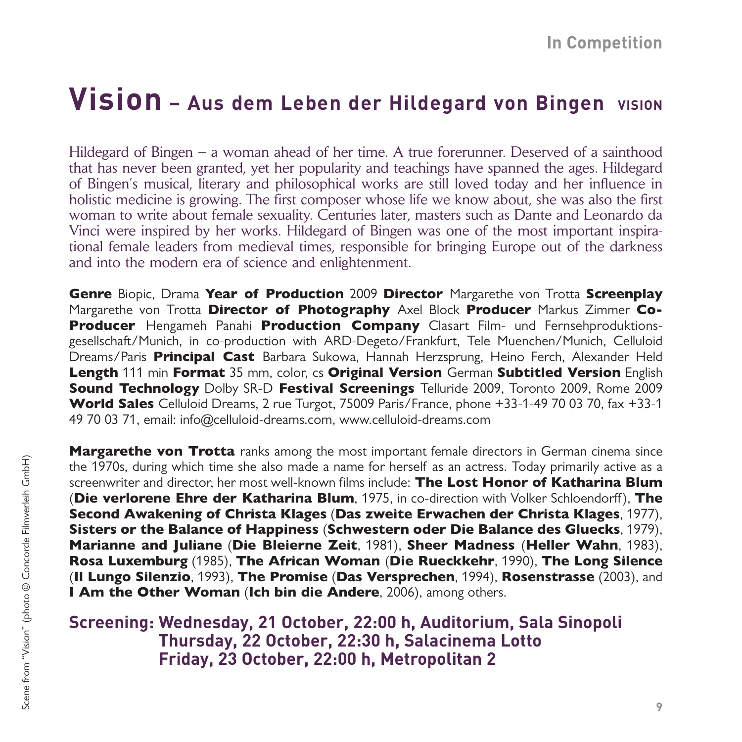# Vision – Aus dem Leben der Hildegard von Bingen VISION

Hildegard of Bingen – a woman ahead of her time. A true forerunner. Deserved of a sainthood that has never been granted, yet her popularity and teachings have spanned the ages. Hildegard of Bingen's musical, literary and philosophical works are still loved today and her influence in holistic medicine is growing. The first composer whose life we know about, she was also the first woman to write about female sexuality. Centuries later, masters such as Dante and Leonardo da Vinci were inspired by her works. Hildegard of Bingen was one of the most important inspirational female leaders from medieval times, responsible for bringing Europe out of the darkness and into the modern era of science and enlightenment.

**Genre** Biopic, Drama **Year of Production** 2009 **Director** Margarethe von Trotta **Screenplay** Margarethe von Trotta **Director of Photography** Axel Block **Producer** Markus Zimmer **Co-Producer** Hengameh Panahi **Production Company** Clasart Film- und Fernsehproduktionsgesellschaft/Munich, in co-production with ARD-Degeto/Frankfurt, Tele Muenchen/Munich, Celluloid Dreams/Paris **Principal Cast** Barbara Sukowa, Hannah Herzsprung, Heino Ferch, Alexander Held **Length** 111 min **Format** 35 mm, color, cs **Original Version** German **Subtitled Version** English **Sound Technology** Dolby SR-D **Festival Screenings** Telluride 2009, Toronto 2009, Rome 2009 **World Sales** Celluloid Dreams, 2 rue Turgot, 75009 Paris/France, phone +33-1-49 70 03 70, fax +33-1 49 70 03 71, email: info@celluloid-dreams.com, www.celluloid-dreams.com

**Margarethe von Trotta** ranks among the most important female directors in German cinema since the 1970s, during which time she also made a name for herself as an actress. Today primarily active as a screenwriter and director, her most well-known films include: **The Lost Honor of Katharina Blum** (**Die verlorene Ehre der Katharina Blum**, 1975, in co-direction with Volker Schloendorff), **The Second Awakening of Christa Klages** (**Das zweite Erwachen der Christa Klages**, 1977), **Sisters or the Balance of Happiness** (**Schwestern oder Die Balance des Gluecks**, 1979), **Marianne and Juliane** (**Die Bleierne Zeit**, 1981), **Sheer Madness** (**Heller Wahn**, 1983), **Rosa Luxemburg** (1985), **The African Woman** (**Die Rueckkehr**, 1990), **The Long Silence** (**Il Lungo Silenzio**, 1993), **The Promise** (**Das Versprechen**, 1994), **Rosenstrasse** (2003), and **I Am the Other Woman** (**Ich bin die Andere**, 2006), among others.

**Screening: Wednesday, 21 October, 22:00 h, Auditorium, Sala Sinopoli**
**Thursday, 22 October, 22:30 h, Salacinema Lotto**
**Friday, 23 October, 22:00 h, Metropolitan 2**

Scene from "Vision" (photo © Concorde Filmverleih GmbH)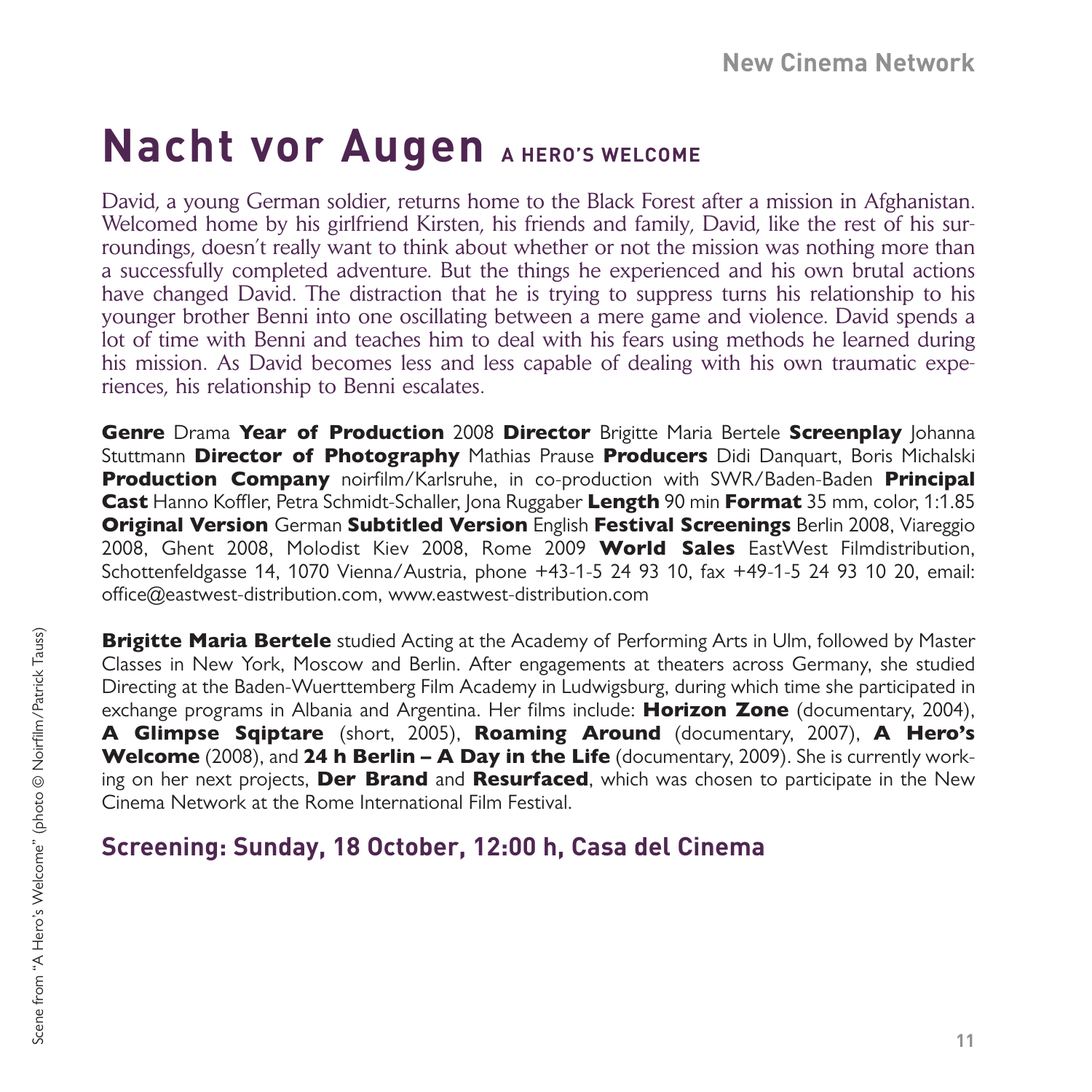# Nacht vor Augen A HERO'S WELCOME

David, a young German soldier, returns home to the Black Forest after a mission in Afghanistan. Welcomed home by his girlfriend Kirsten, his friends and family, David, like the rest of his surroundings, doesn't really want to think about whether or not the mission was nothing more than a successfully completed adventure. But the things he experienced and his own brutal actions have changed David. The distraction that he is trying to suppress turns his relationship to his younger brother Benni into one oscillating between a mere game and violence. David spends a lot of time with Benni and teaches him to deal with his fears using methods he learned during his mission. As David becomes less and less capable of dealing with his own traumatic experiences, his relationship to Benni escalates.

**Genre** Drama **Year of Production** 2008 **Director** Brigitte Maria Bertele **Screenplay** Johanna Stuttmann **Director of Photography** Mathias Prause **Producers** Didi Danquart, Boris Michalski **Production Company** noirfilm/Karlsruhe, in co-production with SWR/Baden-Baden **Principal Cast** Hanno Koffler, Petra Schmidt-Schaller, Jona Ruggaber **Length** 90 min **Format** 35 mm, color, 1:1.85 **Original Version** German **Subtitled Version** English **Festival Screenings** Berlin 2008, Viareggio 2008, Ghent 2008, Molodist Kiev 2008, Rome 2009 **World Sales** EastWest Filmdistribution, Schottenfeldgasse 14, 1070 Vienna/Austria, phone +43-1-5 24 93 10, fax +49-1-5 24 93 10 20, email: office@eastwest-distribution.com, www.eastwest-distribution.com

**Brigitte Maria Bertele** studied Acting at the Academy of Performing Arts in Ulm, followed by Master Classes in New York, Moscow and Berlin. After engagements at theaters across Germany, she studied Directing at the Baden-Wuerttemberg Film Academy in Ludwigsburg, during which time she participated in exchange programs in Albania and Argentina. Her films include: **Horizon Zone** (documentary, 2004), **A Glimpse Sqiptare** (short, 2005), **Roaming Around** (documentary, 2007), **A Hero's Welcome** (2008), and **24 h Berlin – A Day in the Life** (documentary, 2009). She is currently working on her next projects, **Der Brand** and **Resurfaced**, which was chosen to participate in the New Cinema Network at the Rome International Film Festival.

## Screening: Sunday, 18 October, 12:00 h, Casa del Cinema

Scene from "A Hero's Welcome" (photo © Noirfilm/Patrick Tauss)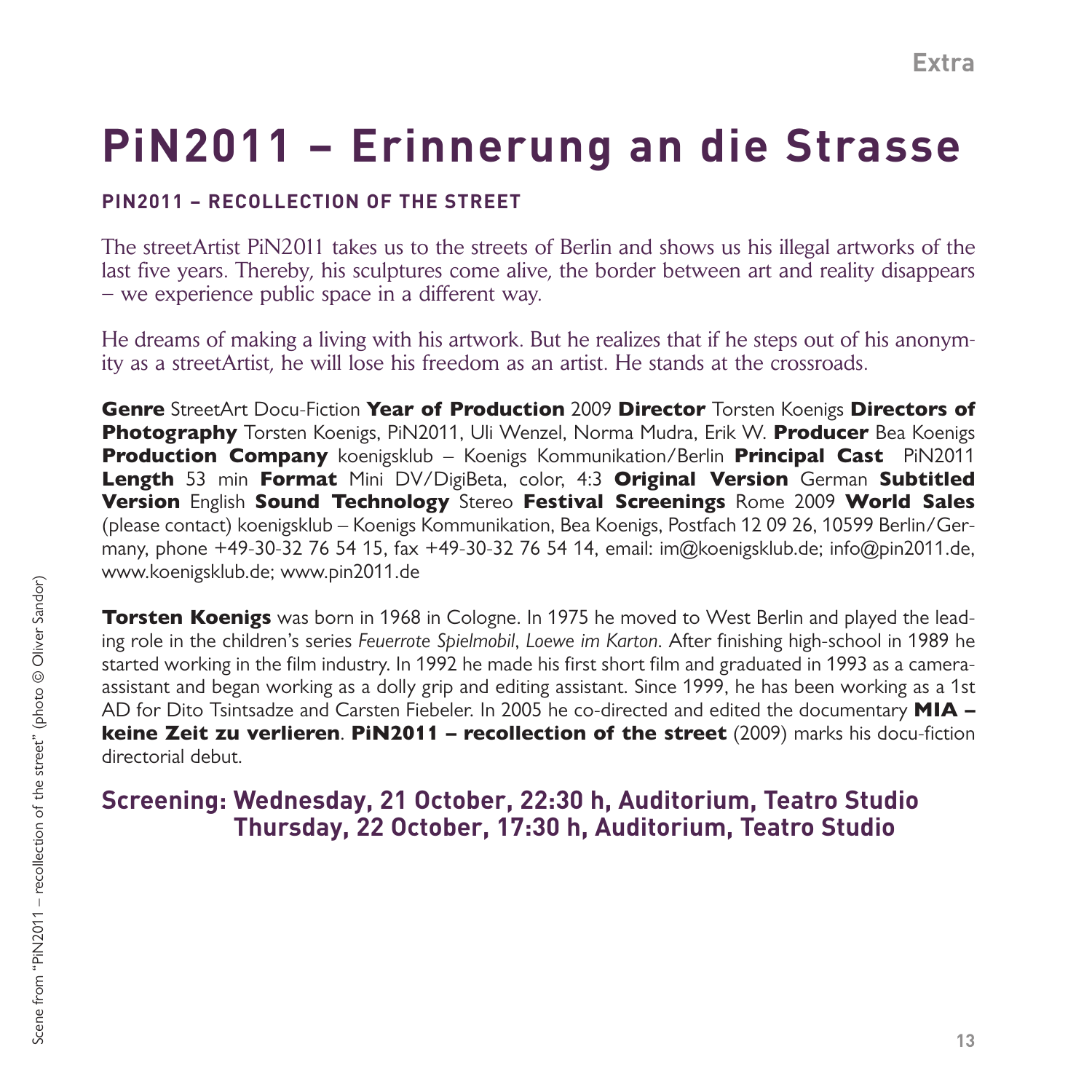# PiN2011 – Erinnerung an die Strasse

**PIN2011 – RECOLLECTION OF THE STREET**

The streetArtist PiN2011 takes us to the streets of Berlin and shows us his illegal artworks of the last five years. Thereby, his sculptures come alive, the border between art and reality disappears – we experience public space in a different way.

He dreams of making a living with his artwork. But he realizes that if he steps out of his anonymity as a streetArtist, he will lose his freedom as an artist. He stands at the crossroads.

**Genre** StreetArt Docu-Fiction **Year of Production** 2009 **Director** Torsten Koenigs **Directors of Photography** Torsten Koenigs, PiN2011, Uli Wenzel, Norma Mudra, Erik W. **Producer** Bea Koenigs **Production Company** koenigsklub – Koenigs Kommunikation/Berlin **Principal Cast** PiN2011 **Length** 53 min **Format** Mini DV/DigiBeta, color, 4:3 **Original Version** German **Subtitled Version** English **Sound Technology** Stereo **Festival Screenings** Rome 2009 **World Sales** (please contact) koenigsklub – Koenigs Kommunikation, Bea Koenigs, Postfach 12 09 26, 10599 Berlin/Germany, phone +49-30-32 76 54 15, fax +49-30-32 76 54 14, email: im@koenigsklub.de; info@pin2011.de, www.koenigsklub.de; www.pin2011.de

**Torsten Koenigs** was born in 1968 in Cologne. In 1975 he moved to West Berlin and played the leading role in the children's series *Feuerrote Spielmobil*, *Loewe im Karton*. After finishing high-school in 1989 he started working in the film industry. In 1992 he made his first short film and graduated in 1993 as a camera-assistant and began working as a dolly grip and editing assistant. Since 1999, he has been working as a 1st AD for Dito Tsintsadze and Carsten Fiebeler. In 2005 he co-directed and edited the documentary **MIA – keine Zeit zu verlieren**. **PiN2011 – recollection of the street** (2009) marks his docu-fiction directorial debut.

**Screening: Wednesday, 21 October, 22:30 h, Auditorium, Teatro Studio**
**Thursday, 22 October, 17:30 h, Auditorium, Teatro Studio**

Scene from "PiN2011 – recollection of the street" (photo © Oliver Sandor)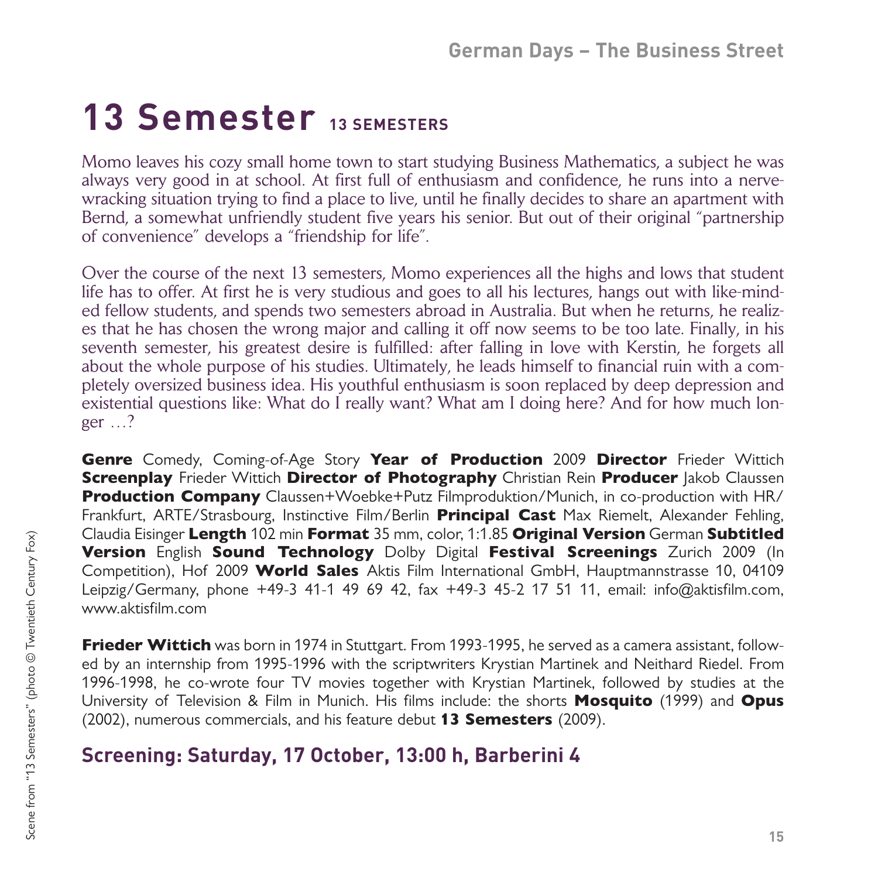# 13 Semester 13 SEMESTERS

Momo leaves his cozy small home town to start studying Business Mathematics, a subject he was always very good in at school. At first full of enthusiasm and confidence, he runs into a nerve-wracking situation trying to find a place to live, until he finally decides to share an apartment with Bernd, a somewhat unfriendly student five years his senior. But out of their original "partnership of convenience" develops a "friendship for life".

Over the course of the next 13 semesters, Momo experiences all the highs and lows that student life has to offer. At first he is very studious and goes to all his lectures, hangs out with like-minded fellow students, and spends two semesters abroad in Australia. But when he returns, he realizes that he has chosen the wrong major and calling it off now seems to be too late. Finally, in his seventh semester, his greatest desire is fulfilled: after falling in love with Kerstin, he forgets all about the whole purpose of his studies. Ultimately, he leads himself to financial ruin with a completely oversized business idea. His youthful enthusiasm is soon replaced by deep depression and existential questions like: What do I really want? What am I doing here? And for how much longer …?

**Genre** Comedy, Coming-of-Age Story **Year of Production** 2009 **Director** Frieder Wittich **Screenplay** Frieder Wittich **Director of Photography** Christian Rein **Producer** Jakob Claussen **Production Company** Claussen+Woebke+Putz Filmproduktion/Munich, in co-production with HR/Frankfurt, ARTE/Strasbourg, Instinctive Film/Berlin **Principal Cast** Max Riemelt, Alexander Fehling, Claudia Eisinger **Length** 102 min **Format** 35 mm, color, 1:1.85 **Original Version** German **Subtitled Version** English **Sound Technology** Dolby Digital **Festival Screenings** Zurich 2009 (In Competition), Hof 2009 **World Sales** Aktis Film International GmbH, Hauptmannstrasse 10, 04109 Leipzig/Germany, phone +49-3 41-1 49 69 42, fax +49-3 45-2 17 51 11, email: info@aktisfilm.com, www.aktisfilm.com

**Frieder Wittich** was born in 1974 in Stuttgart. From 1993-1995, he served as a camera assistant, followed by an internship from 1995-1996 with the scriptwriters Krystian Martinek and Neithard Riedel. From 1996-1998, he co-wrote four TV movies together with Krystian Martinek, followed by studies at the University of Television & Film in Munich. His films include: the shorts **Mosquito** (1999) and **Opus** (2002), numerous commercials, and his feature debut **13 Semesters** (2009).

## Screening: Saturday, 17 October, 13:00 h, Barberini 4

Scene from "13 Semesters" (photo © Twentieth Century Fox)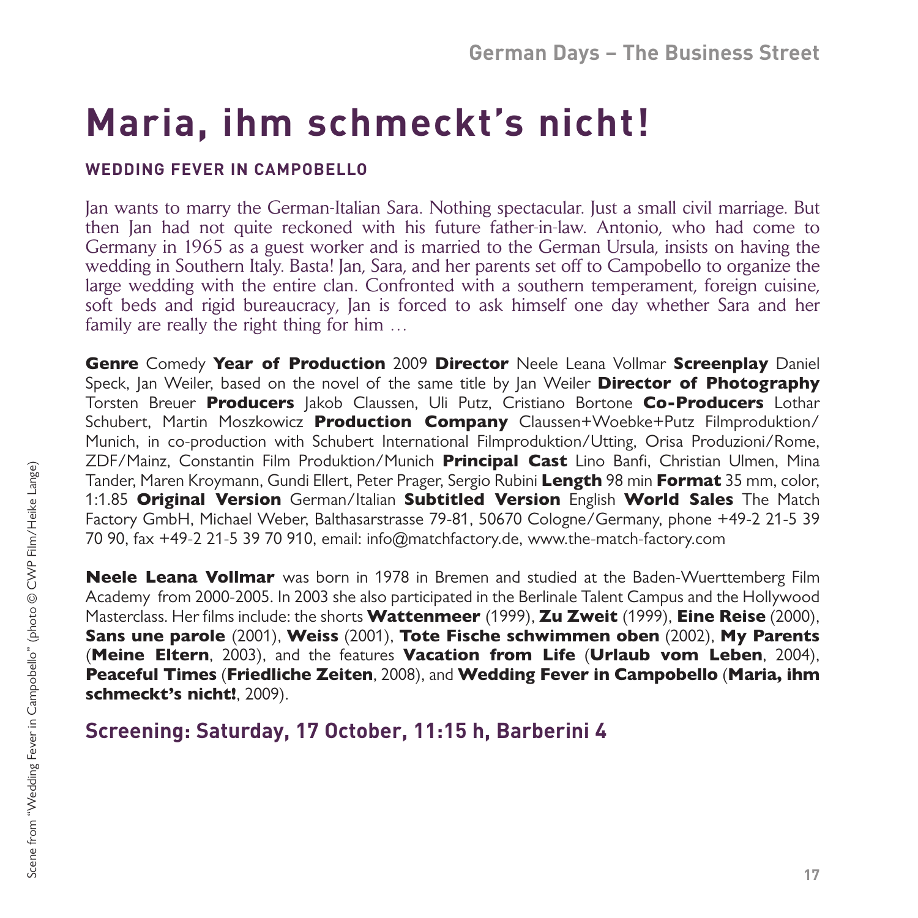# Maria, ihm schmeckt's nicht!

## WEDDING FEVER IN CAMPOBELLO

Jan wants to marry the German-Italian Sara. Nothing spectacular. Just a small civil marriage. But then Jan had not quite reckoned with his future father-in-law. Antonio, who had come to Germany in 1965 as a guest worker and is married to the German Ursula, insists on having the wedding in Southern Italy. Basta! Jan, Sara, and her parents set off to Campobello to organize the large wedding with the entire clan. Confronted with a southern temperament, foreign cuisine, soft beds and rigid bureaucracy, Jan is forced to ask himself one day whether Sara and her family are really the right thing for him …

**Genre** Comedy **Year of Production** 2009 **Director** Neele Leana Vollmar **Screenplay** Daniel Speck, Jan Weiler, based on the novel of the same title by Jan Weiler **Director of Photography** Torsten Breuer **Producers** Jakob Claussen, Uli Putz, Cristiano Bortone **Co-Producers** Lothar Schubert, Martin Moszkowicz **Production Company** Claussen+Woebke+Putz Filmproduktion/ Munich, in co-production with Schubert International Filmproduktion/Utting, Orisa Produzioni/Rome, ZDF/Mainz, Constantin Film Produktion/Munich **Principal Cast** Lino Banfi, Christian Ulmen, Mina Tander, Maren Kroymann, Gundi Ellert, Peter Prager, Sergio Rubini **Length** 98 min **Format** 35 mm, color, 1:1.85 **Original Version** German/Italian **Subtitled Version** English **World Sales** The Match Factory GmbH, Michael Weber, Balthasarstrasse 79-81, 50670 Cologne/Germany, phone +49-2 21-5 39 70 90, fax +49-2 21-5 39 70 910, email: info@matchfactory.de, www.the-match-factory.com

**Neele Leana Vollmar** was born in 1978 in Bremen and studied at the Baden-Wuerttemberg Film Academy from 2000-2005. In 2003 she also participated in the Berlinale Talent Campus and the Hollywood Masterclass. Her films include: the shorts **Wattenmeer** (1999), **Zu Zweit** (1999), **Eine Reise** (2000), **Sans une parole** (2001), **Weiss** (2001), **Tote Fische schwimmen oben** (2002), **My Parents** (**Meine Eltern**, 2003), and the features **Vacation from Life** (**Urlaub vom Leben**, 2004), **Peaceful Times** (**Friedliche Zeiten**, 2008), and **Wedding Fever in Campobello** (**Maria, ihm schmeckt's nicht!**, 2009).

## Screening: Saturday, 17 October, 11:15 h, Barberini 4

Scene from "Wedding Fever in Campobello" (photo © CWP Film/Heike Lange)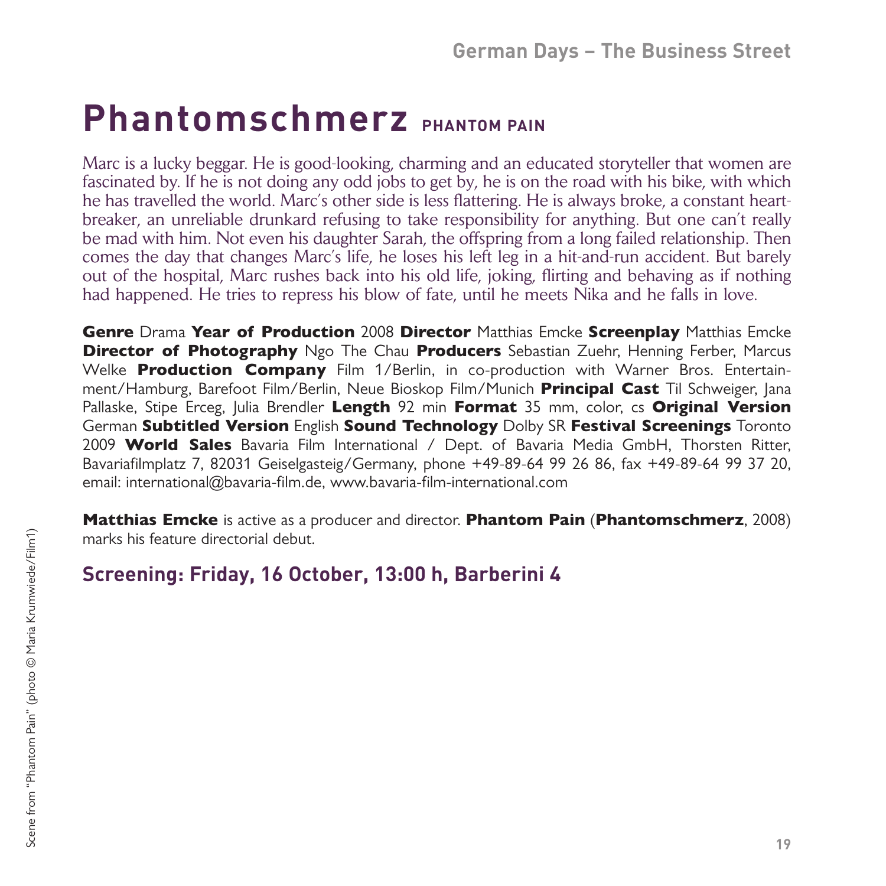# Phantomschmerz PHANTOM PAIN

Marc is a lucky beggar. He is good-looking, charming and an educated storyteller that women are fascinated by. If he is not doing any odd jobs to get by, he is on the road with his bike, with which he has travelled the world. Marc's other side is less flattering. He is always broke, a constant heartbreaker, an unreliable drunkard refusing to take responsibility for anything. But one can't really be mad with him. Not even his daughter Sarah, the offspring from a long failed relationship. Then comes the day that changes Marc's life, he loses his left leg in a hit-and-run accident. But barely out of the hospital, Marc rushes back into his old life, joking, flirting and behaving as if nothing had happened. He tries to repress his blow of fate, until he meets Nika and he falls in love.

**Genre** Drama **Year of Production** 2008 **Director** Matthias Emcke **Screenplay** Matthias Emcke **Director of Photography** Ngo The Chau **Producers** Sebastian Zuehr, Henning Ferber, Marcus Welke **Production Company** Film 1/Berlin, in co-production with Warner Bros. Entertainment/Hamburg, Barefoot Film/Berlin, Neue Bioskop Film/Munich **Principal Cast** Til Schweiger, Jana Pallaske, Stipe Erceg, Julia Brendler **Length** 92 min **Format** 35 mm, color, cs **Original Version** German **Subtitled Version** English **Sound Technology** Dolby SR **Festival Screenings** Toronto 2009 **World Sales** Bavaria Film International / Dept. of Bavaria Media GmbH, Thorsten Ritter, Bavariafilmplatz 7, 82031 Geiselgasteig/Germany, phone +49-89-64 99 26 86, fax +49-89-64 99 37 20, email: international@bavaria-film.de, www.bavaria-film-international.com

**Matthias Emcke** is active as a producer and director. **Phantom Pain** (**Phantomschmerz**, 2008) marks his feature directorial debut.

## Screening: Friday, 16 October, 13:00 h, Barberini 4

Scene from "Phantom Pain" (photo © Maria Krumwiede/Film1)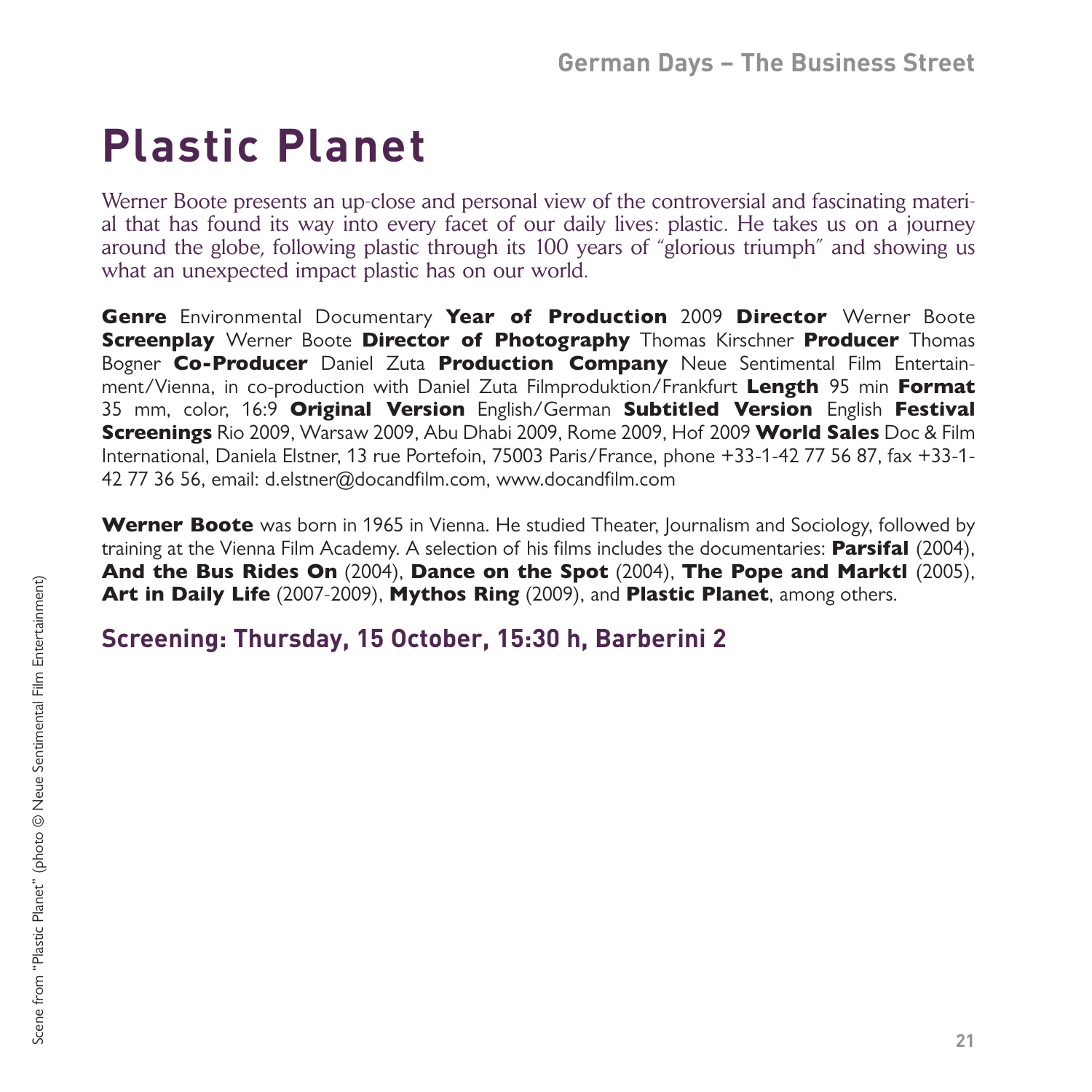# Plastic Planet

Werner Boote presents an up-close and personal view of the controversial and fascinating material that has found its way into every facet of our daily lives: plastic. He takes us on a journey around the globe, following plastic through its 100 years of "glorious triumph" and showing us what an unexpected impact plastic has on our world.

**Genre** Environmental Documentary **Year of Production** 2009 **Director** Werner Boote **Screenplay** Werner Boote **Director of Photography** Thomas Kirschner **Producer** Thomas Bogner **Co-Producer** Daniel Zuta **Production Company** Neue Sentimental Film Entertainment/Vienna, in co-production with Daniel Zuta Filmproduktion/Frankfurt **Length** 95 min **Format** 35 mm, color, 16:9 **Original Version** English/German **Subtitled Version** English **Festival Screenings** Rio 2009, Warsaw 2009, Abu Dhabi 2009, Rome 2009, Hof 2009 **World Sales** Doc & Film International, Daniela Elstner, 13 rue Portefoin, 75003 Paris/France, phone +33-1-42 77 56 87, fax +33-1-42 77 36 56, email: d.elstner@docandfilm.com, www.docandfilm.com

**Werner Boote** was born in 1965 in Vienna. He studied Theater, Journalism and Sociology, followed by training at the Vienna Film Academy. A selection of his films includes the documentaries: **Parsifal** (2004), **And the Bus Rides On** (2004), **Dance on the Spot** (2004), **The Pope and Marktl** (2005), **Art in Daily Life** (2007-2009), **Mythos Ring** (2009), and **Plastic Planet**, among others.

## Screening: Thursday, 15 October, 15:30 h, Barberini 2

Scene from "Plastic Planet" (photo © Neue Sentimental Film Entertainment)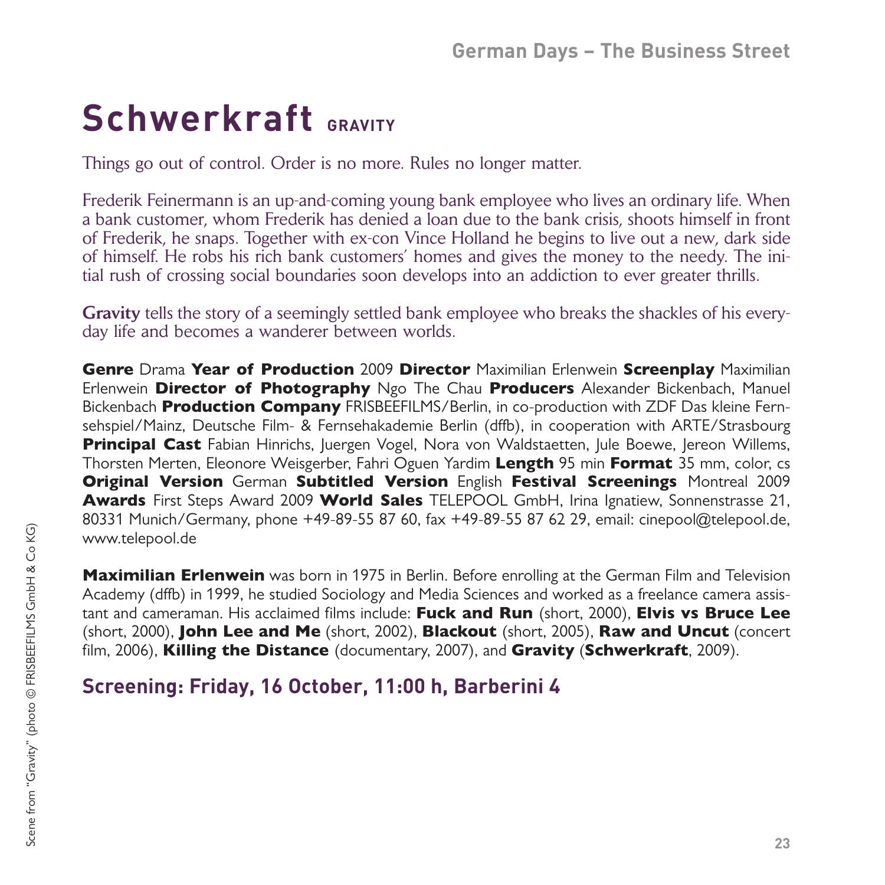# Schwerkraft GRAVITY

Things go out of control. Order is no more. Rules no longer matter.

Frederik Feinermann is an up-and-coming young bank employee who lives an ordinary life. When a bank customer, whom Frederik has denied a loan due to the bank crisis, shoots himself in front of Frederik, he snaps. Together with ex-con Vince Holland he begins to live out a new, dark side of himself. He robs his rich bank customers' homes and gives the money to the needy. The initial rush of crossing social boundaries soon develops into an addiction to ever greater thrills.

**Gravity** tells the story of a seemingly settled bank employee who breaks the shackles of his everyday life and becomes a wanderer between worlds.

**Genre** Drama **Year of Production** 2009 **Director** Maximilian Erlenwein **Screenplay** Maximilian Erlenwein **Director of Photography** Ngo The Chau **Producers** Alexander Bickenbach, Manuel Bickenbach **Production Company** FRISBEEFILMS/Berlin, in co-production with ZDF Das kleine Fernsehspiel/Mainz, Deutsche Film- & Fernsehakademie Berlin (dffb), in cooperation with ARTE/Strasbourg **Principal Cast** Fabian Hinrichs, Juergen Vogel, Nora von Waldstaetten, Jule Boewe, Jereon Willems, Thorsten Merten, Eleonore Weisgerber, Fahri Oguen Yardim **Length** 95 min **Format** 35 mm, color, cs **Original Version** German **Subtitled Version** English **Festival Screenings** Montreal 2009 **Awards** First Steps Award 2009 **World Sales** TELEPOOL GmbH, Irina Ignatiew, Sonnenstrasse 21, 80331 Munich/Germany, phone +49-89-55 87 60, fax +49-89-55 87 62 29, email: cinepool@telepool.de, www.telepool.de

**Maximilian Erlenwein** was born in 1975 in Berlin. Before enrolling at the German Film and Television Academy (dffb) in 1999, he studied Sociology and Media Sciences and worked as a freelance camera assistant and cameraman. His acclaimed films include: **Fuck and Run** (short, 2000), **Elvis vs Bruce Lee** (short, 2000), **John Lee and Me** (short, 2002), **Blackout** (short, 2005), **Raw and Uncut** (concert film, 2006), **Killing the Distance** (documentary, 2007), and **Gravity** (**Schwerkraft**, 2009).

## Screening: Friday, 16 October, 11:00 h, Barberini 4

Scene from "Gravity" (photo © FRISBEEFILMS GmbH & Co KG)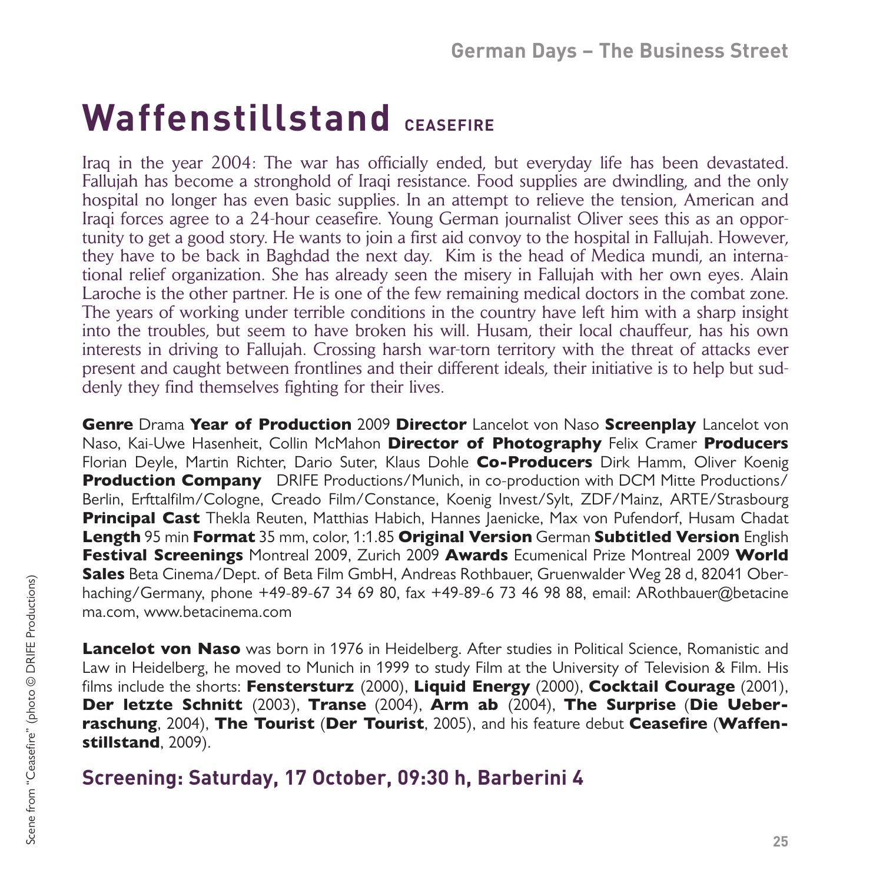# Waffenstillstand CEASEFIRE

Iraq in the year 2004: The war has officially ended, but everyday life has been devastated. Fallujah has become a stronghold of Iraqi resistance. Food supplies are dwindling, and the only hospital no longer has even basic supplies. In an attempt to relieve the tension, American and Iraqi forces agree to a 24-hour ceasefire. Young German journalist Oliver sees this as an opportunity to get a good story. He wants to join a first aid convoy to the hospital in Fallujah. However, they have to be back in Baghdad the next day. Kim is the head of Medica mundi, an international relief organization. She has already seen the misery in Fallujah with her own eyes. Alain Laroche is the other partner. He is one of the few remaining medical doctors in the combat zone. The years of working under terrible conditions in the country have left him with a sharp insight into the troubles, but seem to have broken his will. Husam, their local chauffeur, has his own interests in driving to Fallujah. Crossing harsh war-torn territory with the threat of attacks ever present and caught between frontlines and their different ideals, their initiative is to help but suddenly they find themselves fighting for their lives.

**Genre** Drama **Year of Production** 2009 **Director** Lancelot von Naso **Screenplay** Lancelot von Naso, Kai-Uwe Hasenheit, Collin McMahon **Director of Photography** Felix Cramer **Producers** Florian Deyle, Martin Richter, Dario Suter, Klaus Dohle **Co-Producers** Dirk Hamm, Oliver Koenig **Production Company** DRIFE Productions/Munich, in co-production with DCM Mitte Productions/Berlin, Erfttalfilm/Cologne, Creado Film/Constance, Koenig Invest/Sylt, ZDF/Mainz, ARTE/Strasbourg **Principal Cast** Thekla Reuten, Matthias Habich, Hannes Jaenicke, Max von Pufendorf, Husam Chadat **Length** 95 min **Format** 35 mm, color, 1:1.85 **Original Version** German **Subtitled Version** English **Festival Screenings** Montreal 2009, Zurich 2009 **Awards** Ecumenical Prize Montreal 2009 **World Sales** Beta Cinema/Dept. of Beta Film GmbH, Andreas Rothbauer, Gruenwalder Weg 28 d, 82041 Oberhaching/Germany, phone +49-89-67 34 69 80, fax +49-89-6 73 46 98 88, email: ARothbauer@betacinema.com, www.betacinema.com

**Lancelot von Naso** was born in 1976 in Heidelberg. After studies in Political Science, Romanistic and Law in Heidelberg, he moved to Munich in 1999 to study Film at the University of Television & Film. His films include the shorts: **Fenstersturz** (2000), **Liquid Energy** (2000), **Cocktail Courage** (2001), **Der letzte Schnitt** (2003), **Transe** (2004), **Arm ab** (2004), **The Surprise** (**Die Ueberraschung**, 2004), **The Tourist** (**Der Tourist**, 2005), and his feature debut **Ceasefire** (**Waffenstillstand**, 2009).

## Screening: Saturday, 17 October, 09:30 h, Barberini 4

Scene from "Ceasefire" (photo © DRIFE Productions)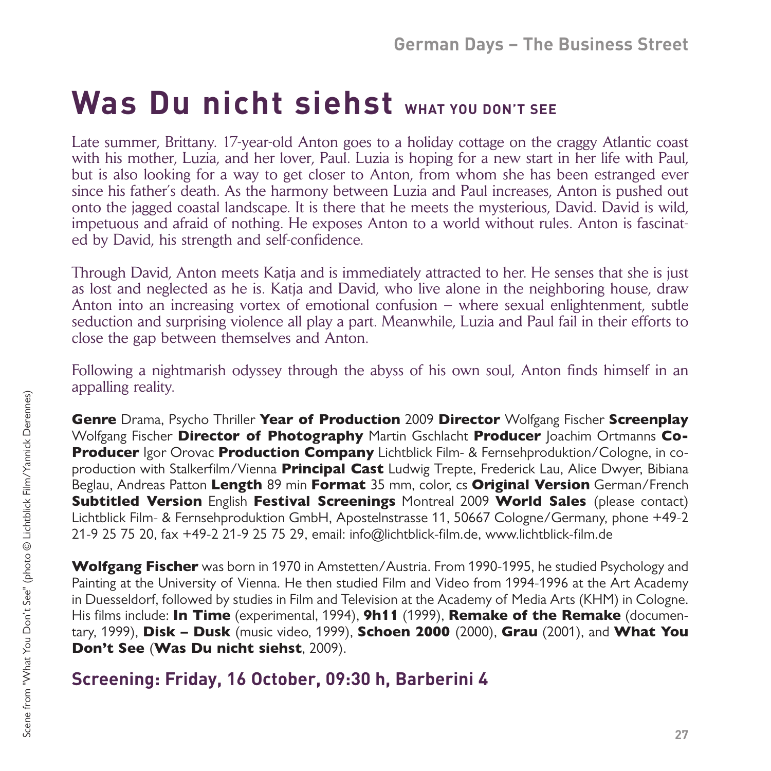# Was Du nicht siehst WHAT YOU DON'T SEE

Late summer, Brittany. 17-year-old Anton goes to a holiday cottage on the craggy Atlantic coast with his mother, Luzia, and her lover, Paul. Luzia is hoping for a new start in her life with Paul, but is also looking for a way to get closer to Anton, from whom she has been estranged ever since his father's death. As the harmony between Luzia and Paul increases, Anton is pushed out onto the jagged coastal landscape. It is there that he meets the mysterious, David. David is wild, impetuous and afraid of nothing. He exposes Anton to a world without rules. Anton is fascinated by David, his strength and self-confidence.

Through David, Anton meets Katja and is immediately attracted to her. He senses that she is just as lost and neglected as he is. Katja and David, who live alone in the neighboring house, draw Anton into an increasing vortex of emotional confusion – where sexual enlightenment, subtle seduction and surprising violence all play a part. Meanwhile, Luzia and Paul fail in their efforts to close the gap between themselves and Anton.

Following a nightmarish odyssey through the abyss of his own soul, Anton finds himself in an appalling reality.

**Genre** Drama, Psycho Thriller **Year of Production** 2009 **Director** Wolfgang Fischer **Screenplay** Wolfgang Fischer **Director of Photography** Martin Gschlacht **Producer** Joachim Ortmanns **Co-Producer** Igor Orovac **Production Company** Lichtblick Film- & Fernsehproduktion/Cologne, in co-production with Stalkerfilm/Vienna **Principal Cast** Ludwig Trepte, Frederick Lau, Alice Dwyer, Bibiana Beglau, Andreas Patton **Length** 89 min **Format** 35 mm, color, cs **Original Version** German/French **Subtitled Version** English **Festival Screenings** Montreal 2009 **World Sales** (please contact) Lichtblick Film- & Fernsehproduktion GmbH, Apostelnstrasse 11, 50667 Cologne/Germany, phone +49-2 21-9 25 75 20, fax +49-2 21-9 25 75 29, email: info@lichtblick-film.de, www.lichtblick-film.de

**Wolfgang Fischer** was born in 1970 in Amstetten/Austria. From 1990-1995, he studied Psychology and Painting at the University of Vienna. He then studied Film and Video from 1994-1996 at the Art Academy in Duesseldorf, followed by studies in Film and Television at the Academy of Media Arts (KHM) in Cologne. His films include: **In Time** (experimental, 1994), **9h11** (1999), **Remake of the Remake** (documentary, 1999), **Disk – Dusk** (music video, 1999), **Schoen 2000** (2000), **Grau** (2001), and **What You Don't See** (**Was Du nicht siehst**, 2009).

## Screening: Friday, 16 October, 09:30 h, Barberini 4

Scene from "What You Don't See" (photo © Lichtblick Film/Yannick Derennes)